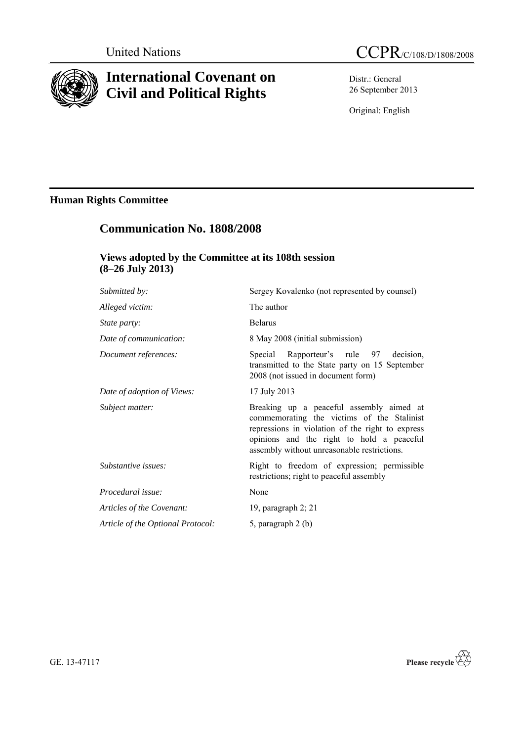United Nations

# CCPR/C/108/D/1808/2008

# International Covenant on Civil and Political Rights

Distr.: General
26 September 2013

Original: English

## Human Rights Committee

## Communication No. 1808/2008

### Views adopted by the Committee at its 108th session (8–26 July 2013)

| | |
|---|---|
| *Submitted by:* | Sergey Kovalenko (not represented by counsel) |
| *Alleged victim:* | The author |
| *State party:* | Belarus |
| *Date of communication:* | 8 May 2008 (initial submission) |
| *Document references:* | Special Rapporteur's rule 97 decision, transmitted to the State party on 15 September 2008 (not issued in document form) |
| *Date of adoption of Views:* | 17 July 2013 |
| *Subject matter:* | Breaking up a peaceful assembly aimed at commemorating the victims of the Stalinist repressions in violation of the right to express opinions and the right to hold a peaceful assembly without unreasonable restrictions. |
| *Substantive issues:* | Right to freedom of expression; permissible restrictions; right to peaceful assembly |
| *Procedural issue:* | None |
| *Articles of the Covenant:* | 19, paragraph 2; 21 |
| *Article of the Optional Protocol:* | 5, paragraph 2 (b) |

GE. 13-47117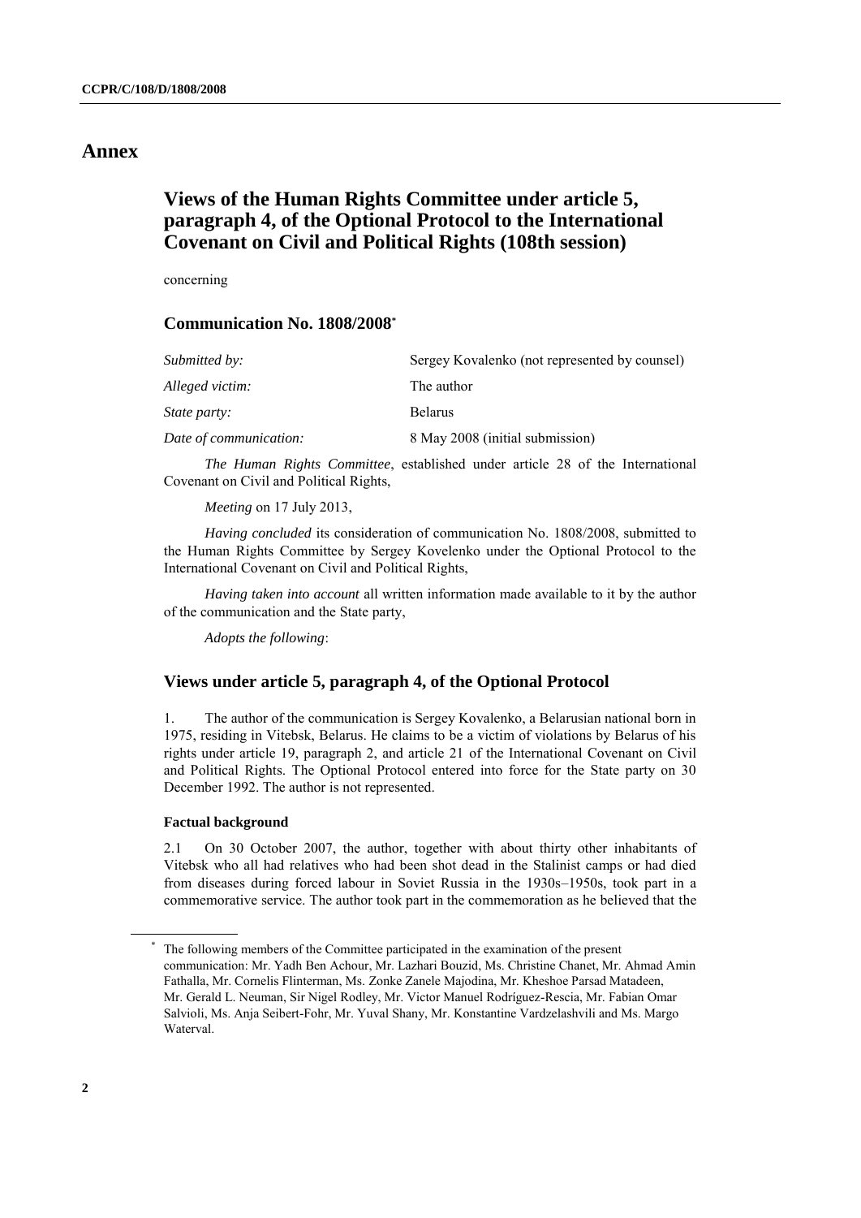# Annex

## Views of the Human Rights Committee under article 5, paragraph 4, of the Optional Protocol to the International Covenant on Civil and Political Rights (108th session)

concerning

### Communication No. 1808/2008*

| | |
|---|---|
| *Submitted by:* | Sergey Kovalenko (not represented by counsel) |
| *Alleged victim:* | The author |
| *State party:* | Belarus |
| *Date of communication:* | 8 May 2008 (initial submission) |

*The Human Rights Committee*, established under article 28 of the International Covenant on Civil and Political Rights,

*Meeting* on 17 July 2013,

*Having concluded* its consideration of communication No. 1808/2008, submitted to the Human Rights Committee by Sergey Kovelenko under the Optional Protocol to the International Covenant on Civil and Political Rights,

*Having taken into account* all written information made available to it by the author of the communication and the State party,

*Adopts the following*:

### Views under article 5, paragraph 4, of the Optional Protocol

1. The author of the communication is Sergey Kovalenko, a Belarusian national born in 1975, residing in Vitebsk, Belarus. He claims to be a victim of violations by Belarus of his rights under article 19, paragraph 2, and article 21 of the International Covenant on Civil and Political Rights. The Optional Protocol entered into force for the State party on 30 December 1992. The author is not represented.

#### Factual background

2.1 On 30 October 2007, the author, together with about thirty other inhabitants of Vitebsk who all had relatives who had been shot dead in the Stalinist camps or had died from diseases during forced labour in Soviet Russia in the 1930s–1950s, took part in a commemorative service. The author took part in the commemoration as he believed that the

* The following members of the Committee participated in the examination of the present communication: Mr. Yadh Ben Achour, Mr. Lazhari Bouzid, Ms. Christine Chanet, Mr. Ahmad Amin Fathalla, Mr. Cornelis Flinterman, Ms. Zonke Zanele Majodina, Mr. Kheshoe Parsad Matadeen, Mr. Gerald L. Neuman, Sir Nigel Rodley, Mr. Victor Manuel Rodríguez-Rescia, Mr. Fabian Omar Salvioli, Ms. Anja Seibert-Fohr, Mr. Yuval Shany, Mr. Konstantine Vardzelashvili and Ms. Margo Waterval.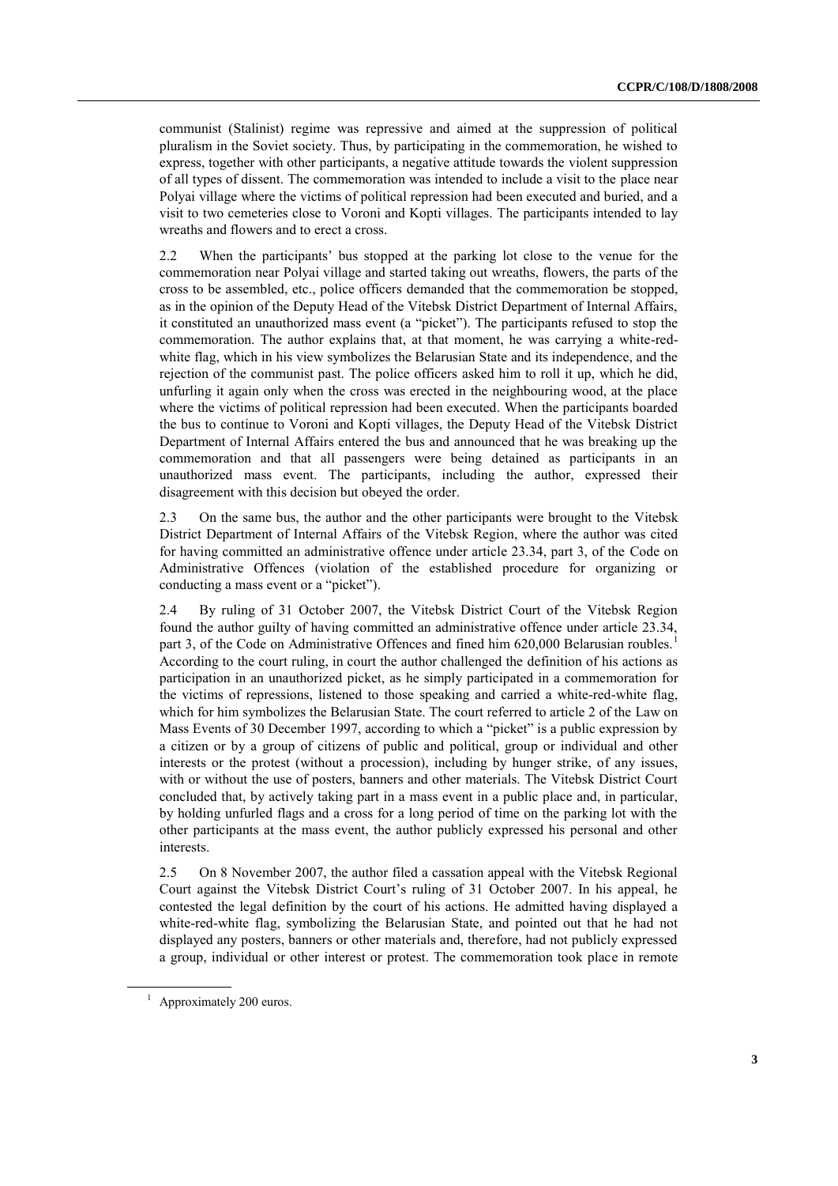communist (Stalinist) regime was repressive and aimed at the suppression of political pluralism in the Soviet society. Thus, by participating in the commemoration, he wished to express, together with other participants, a negative attitude towards the violent suppression of all types of dissent. The commemoration was intended to include a visit to the place near Polyai village where the victims of political repression had been executed and buried, and a visit to two cemeteries close to Voroni and Kopti villages. The participants intended to lay wreaths and flowers and to erect a cross.

2.2 When the participants' bus stopped at the parking lot close to the venue for the commemoration near Polyai village and started taking out wreaths, flowers, the parts of the cross to be assembled, etc., police officers demanded that the commemoration be stopped, as in the opinion of the Deputy Head of the Vitebsk District Department of Internal Affairs, it constituted an unauthorized mass event (a "picket"). The participants refused to stop the commemoration. The author explains that, at that moment, he was carrying a white-red-white flag, which in his view symbolizes the Belarusian State and its independence, and the rejection of the communist past. The police officers asked him to roll it up, which he did, unfurling it again only when the cross was erected in the neighbouring wood, at the place where the victims of political repression had been executed. When the participants boarded the bus to continue to Voroni and Kopti villages, the Deputy Head of the Vitebsk District Department of Internal Affairs entered the bus and announced that he was breaking up the commemoration and that all passengers were being detained as participants in an unauthorized mass event. The participants, including the author, expressed their disagreement with this decision but obeyed the order.

2.3 On the same bus, the author and the other participants were brought to the Vitebsk District Department of Internal Affairs of the Vitebsk Region, where the author was cited for having committed an administrative offence under article 23.34, part 3, of the Code on Administrative Offences (violation of the established procedure for organizing or conducting a mass event or a "picket").

2.4 By ruling of 31 October 2007, the Vitebsk District Court of the Vitebsk Region found the author guilty of having committed an administrative offence under article 23.34, part 3, of the Code on Administrative Offences and fined him 620,000 Belarusian roubles.[1] According to the court ruling, in court the author challenged the definition of his actions as participation in an unauthorized picket, as he simply participated in a commemoration for the victims of repressions, listened to those speaking and carried a white-red-white flag, which for him symbolizes the Belarusian State. The court referred to article 2 of the Law on Mass Events of 30 December 1997, according to which a "picket" is a public expression by a citizen or by a group of citizens of public and political, group or individual and other interests or the protest (without a procession), including by hunger strike, of any issues, with or without the use of posters, banners and other materials. The Vitebsk District Court concluded that, by actively taking part in a mass event in a public place and, in particular, by holding unfurled flags and a cross for a long period of time on the parking lot with the other participants at the mass event, the author publicly expressed his personal and other interests.

2.5 On 8 November 2007, the author filed a cassation appeal with the Vitebsk Regional Court against the Vitebsk District Court's ruling of 31 October 2007. In his appeal, he contested the legal definition by the court of his actions. He admitted having displayed a white-red-white flag, symbolizing the Belarusian State, and pointed out that he had not displayed any posters, banners or other materials and, therefore, had not publicly expressed a group, individual or other interest or protest. The commemoration took place in remote

[1] Approximately 200 euros.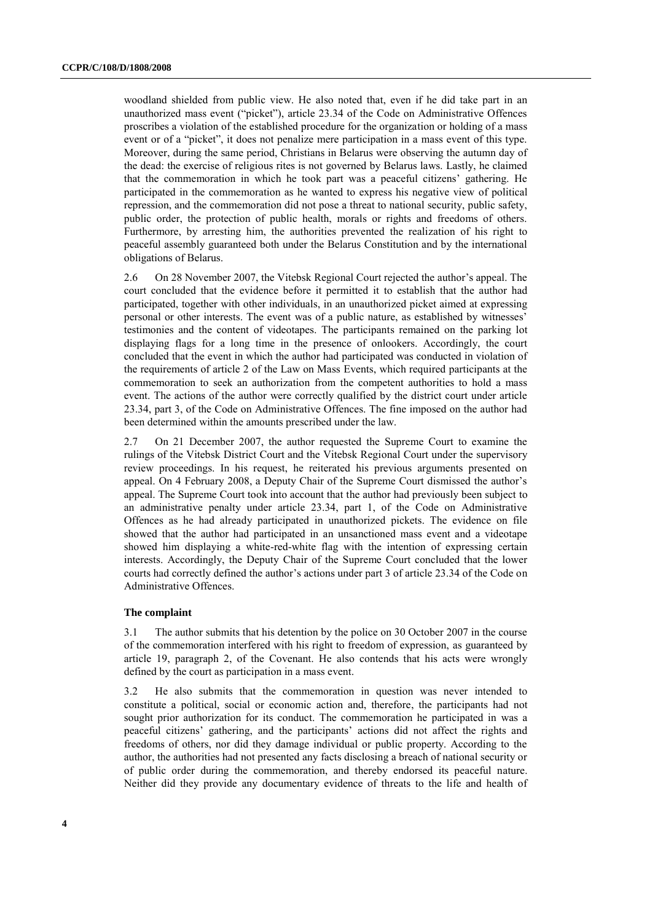woodland shielded from public view. He also noted that, even if he did take part in an unauthorized mass event ("picket"), article 23.34 of the Code on Administrative Offences proscribes a violation of the established procedure for the organization or holding of a mass event or of a "picket", it does not penalize mere participation in a mass event of this type. Moreover, during the same period, Christians in Belarus were observing the autumn day of the dead: the exercise of religious rites is not governed by Belarus laws. Lastly, he claimed that the commemoration in which he took part was a peaceful citizens' gathering. He participated in the commemoration as he wanted to express his negative view of political repression, and the commemoration did not pose a threat to national security, public safety, public order, the protection of public health, morals or rights and freedoms of others. Furthermore, by arresting him, the authorities prevented the realization of his right to peaceful assembly guaranteed both under the Belarus Constitution and by the international obligations of Belarus.

2.6 On 28 November 2007, the Vitebsk Regional Court rejected the author's appeal. The court concluded that the evidence before it permitted it to establish that the author had participated, together with other individuals, in an unauthorized picket aimed at expressing personal or other interests. The event was of a public nature, as established by witnesses' testimonies and the content of videotapes. The participants remained on the parking lot displaying flags for a long time in the presence of onlookers. Accordingly, the court concluded that the event in which the author had participated was conducted in violation of the requirements of article 2 of the Law on Mass Events, which required participants at the commemoration to seek an authorization from the competent authorities to hold a mass event. The actions of the author were correctly qualified by the district court under article 23.34, part 3, of the Code on Administrative Offences. The fine imposed on the author had been determined within the amounts prescribed under the law.

2.7 On 21 December 2007, the author requested the Supreme Court to examine the rulings of the Vitebsk District Court and the Vitebsk Regional Court under the supervisory review proceedings. In his request, he reiterated his previous arguments presented on appeal. On 4 February 2008, a Deputy Chair of the Supreme Court dismissed the author's appeal. The Supreme Court took into account that the author had previously been subject to an administrative penalty under article 23.34, part 1, of the Code on Administrative Offences as he had already participated in unauthorized pickets. The evidence on file showed that the author had participated in an unsanctioned mass event and a videotape showed him displaying a white-red-white flag with the intention of expressing certain interests. Accordingly, the Deputy Chair of the Supreme Court concluded that the lower courts had correctly defined the author's actions under part 3 of article 23.34 of the Code on Administrative Offences.

### The complaint

3.1 The author submits that his detention by the police on 30 October 2007 in the course of the commemoration interfered with his right to freedom of expression, as guaranteed by article 19, paragraph 2, of the Covenant. He also contends that his acts were wrongly defined by the court as participation in a mass event.

3.2 He also submits that the commemoration in question was never intended to constitute a political, social or economic action and, therefore, the participants had not sought prior authorization for its conduct. The commemoration he participated in was a peaceful citizens' gathering, and the participants' actions did not affect the rights and freedoms of others, nor did they damage individual or public property. According to the author, the authorities had not presented any facts disclosing a breach of national security or of public order during the commemoration, and thereby endorsed its peaceful nature. Neither did they provide any documentary evidence of threats to the life and health of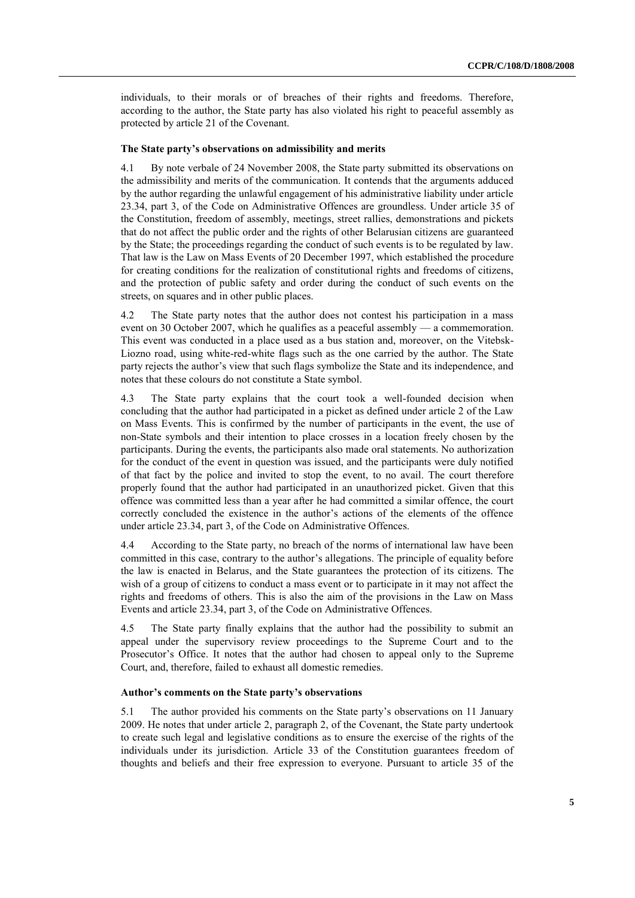individuals, to their morals or of breaches of their rights and freedoms. Therefore, according to the author, the State party has also violated his right to peaceful assembly as protected by article 21 of the Covenant.

### The State party's observations on admissibility and merits

4.1 By note verbale of 24 November 2008, the State party submitted its observations on the admissibility and merits of the communication. It contends that the arguments adduced by the author regarding the unlawful engagement of his administrative liability under article 23.34, part 3, of the Code on Administrative Offences are groundless. Under article 35 of the Constitution, freedom of assembly, meetings, street rallies, demonstrations and pickets that do not affect the public order and the rights of other Belarusian citizens are guaranteed by the State; the proceedings regarding the conduct of such events is to be regulated by law. That law is the Law on Mass Events of 20 December 1997, which established the procedure for creating conditions for the realization of constitutional rights and freedoms of citizens, and the protection of public safety and order during the conduct of such events on the streets, on squares and in other public places.

4.2 The State party notes that the author does not contest his participation in a mass event on 30 October 2007, which he qualifies as a peaceful assembly — a commemoration. This event was conducted in a place used as a bus station and, moreover, on the Vitebsk-Liozno road, using white-red-white flags such as the one carried by the author. The State party rejects the author's view that such flags symbolize the State and its independence, and notes that these colours do not constitute a State symbol.

4.3 The State party explains that the court took a well-founded decision when concluding that the author had participated in a picket as defined under article 2 of the Law on Mass Events. This is confirmed by the number of participants in the event, the use of non-State symbols and their intention to place crosses in a location freely chosen by the participants. During the events, the participants also made oral statements. No authorization for the conduct of the event in question was issued, and the participants were duly notified of that fact by the police and invited to stop the event, to no avail. The court therefore properly found that the author had participated in an unauthorized picket. Given that this offence was committed less than a year after he had committed a similar offence, the court correctly concluded the existence in the author's actions of the elements of the offence under article 23.34, part 3, of the Code on Administrative Offences.

4.4 According to the State party, no breach of the norms of international law have been committed in this case, contrary to the author's allegations. The principle of equality before the law is enacted in Belarus, and the State guarantees the protection of its citizens. The wish of a group of citizens to conduct a mass event or to participate in it may not affect the rights and freedoms of others. This is also the aim of the provisions in the Law on Mass Events and article 23.34, part 3, of the Code on Administrative Offences.

4.5 The State party finally explains that the author had the possibility to submit an appeal under the supervisory review proceedings to the Supreme Court and to the Prosecutor's Office. It notes that the author had chosen to appeal only to the Supreme Court, and, therefore, failed to exhaust all domestic remedies.

### Author's comments on the State party's observations

5.1 The author provided his comments on the State party's observations on 11 January 2009. He notes that under article 2, paragraph 2, of the Covenant, the State party undertook to create such legal and legislative conditions as to ensure the exercise of the rights of the individuals under its jurisdiction. Article 33 of the Constitution guarantees freedom of thoughts and beliefs and their free expression to everyone. Pursuant to article 35 of the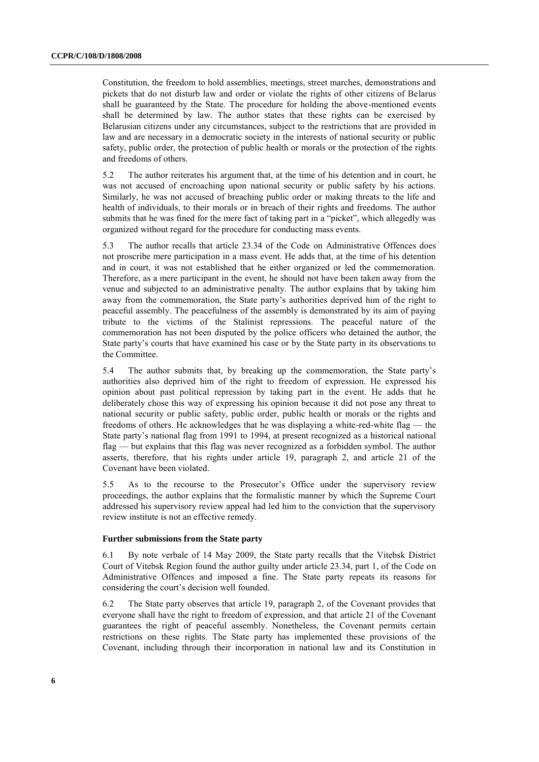Constitution, the freedom to hold assemblies, meetings, street marches, demonstrations and pickets that do not disturb law and order or violate the rights of other citizens of Belarus shall be guaranteed by the State. The procedure for holding the above-mentioned events shall be determined by law. The author states that these rights can be exercised by Belarusian citizens under any circumstances, subject to the restrictions that are provided in law and are necessary in a democratic society in the interests of national security or public safety, public order, the protection of public health or morals or the protection of the rights and freedoms of others.

5.2 The author reiterates his argument that, at the time of his detention and in court, he was not accused of encroaching upon national security or public safety by his actions. Similarly, he was not accused of breaching public order or making threats to the life and health of individuals, to their morals or in breach of their rights and freedoms. The author submits that he was fined for the mere fact of taking part in a "picket", which allegedly was organized without regard for the procedure for conducting mass events.

5.3 The author recalls that article 23.34 of the Code on Administrative Offences does not proscribe mere participation in a mass event. He adds that, at the time of his detention and in court, it was not established that he either organized or led the commemoration. Therefore, as a mere participant in the event, he should not have been taken away from the venue and subjected to an administrative penalty. The author explains that by taking him away from the commemoration, the State party's authorities deprived him of the right to peaceful assembly. The peacefulness of the assembly is demonstrated by its aim of paying tribute to the victims of the Stalinist repressions. The peaceful nature of the commemoration has not been disputed by the police officers who detained the author, the State party's courts that have examined his case or by the State party in its observations to the Committee.

5.4 The author submits that, by breaking up the commemoration, the State party's authorities also deprived him of the right to freedom of expression. He expressed his opinion about past political repression by taking part in the event. He adds that he deliberately chose this way of expressing his opinion because it did not pose any threat to national security or public safety, public order, public health or morals or the rights and freedoms of others. He acknowledges that he was displaying a white-red-white flag — the State party's national flag from 1991 to 1994, at present recognized as a historical national flag — but explains that this flag was never recognized as a forbidden symbol. The author asserts, therefore, that his rights under article 19, paragraph 2, and article 21 of the Covenant have been violated.

5.5 As to the recourse to the Prosecutor's Office under the supervisory review proceedings, the author explains that the formalistic manner by which the Supreme Court addressed his supervisory review appeal had led him to the conviction that the supervisory review institute is not an effective remedy.

**Further submissions from the State party**

6.1 By note verbale of 14 May 2009, the State party recalls that the Vitebsk District Court of Vitebsk Region found the author guilty under article 23.34, part 1, of the Code on Administrative Offences and imposed a fine. The State party repeats its reasons for considering the court's decision well founded.

6.2 The State party observes that article 19, paragraph 2, of the Covenant provides that everyone shall have the right to freedom of expression, and that article 21 of the Covenant guarantees the right of peaceful assembly. Nonetheless, the Covenant permits certain restrictions on these rights. The State party has implemented these provisions of the Covenant, including through their incorporation in national law and its Constitution in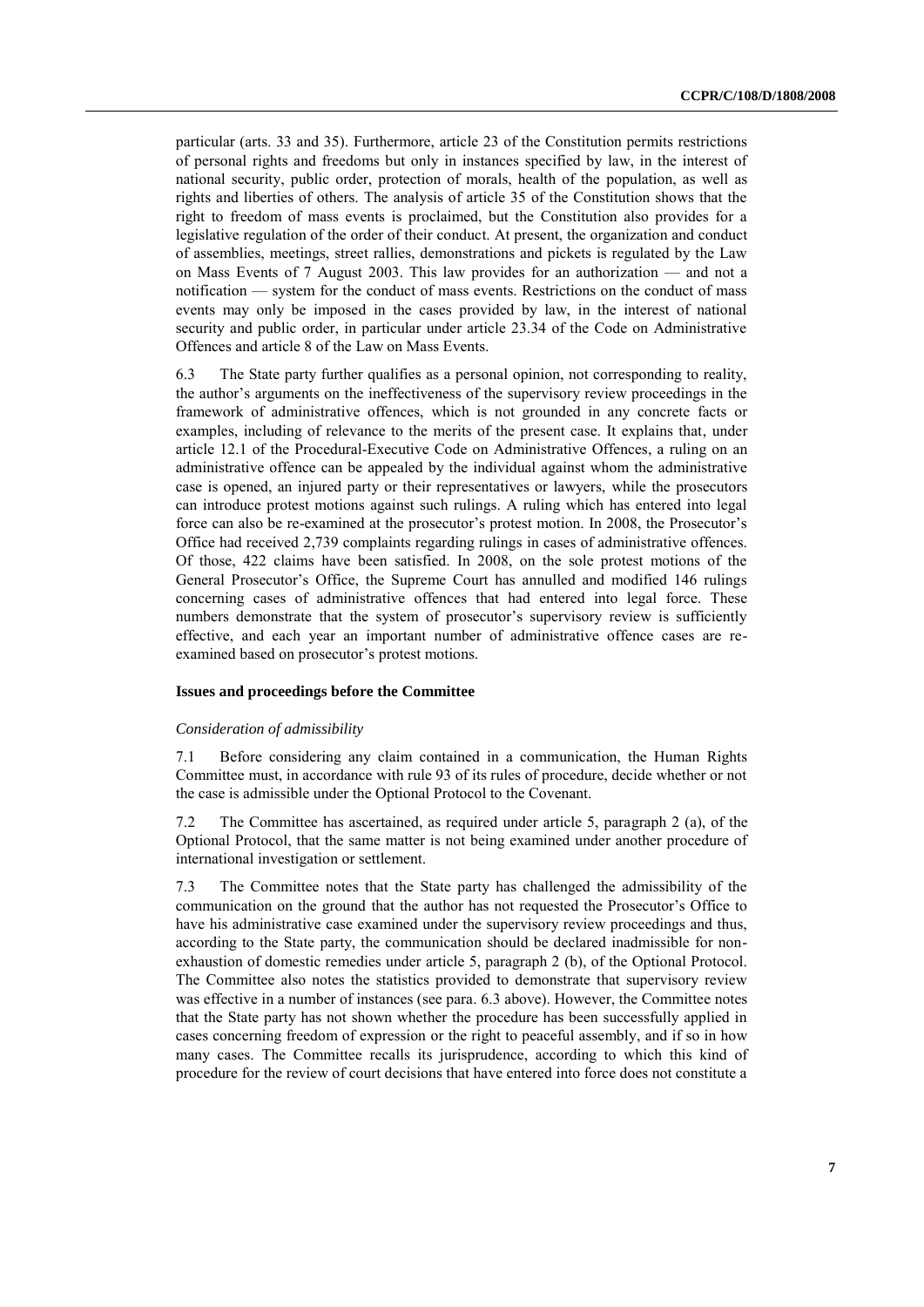particular (arts. 33 and 35). Furthermore, article 23 of the Constitution permits restrictions of personal rights and freedoms but only in instances specified by law, in the interest of national security, public order, protection of morals, health of the population, as well as rights and liberties of others. The analysis of article 35 of the Constitution shows that the right to freedom of mass events is proclaimed, but the Constitution also provides for a legislative regulation of the order of their conduct. At present, the organization and conduct of assemblies, meetings, street rallies, demonstrations and pickets is regulated by the Law on Mass Events of 7 August 2003. This law provides for an authorization — and not a notification — system for the conduct of mass events. Restrictions on the conduct of mass events may only be imposed in the cases provided by law, in the interest of national security and public order, in particular under article 23.34 of the Code on Administrative Offences and article 8 of the Law on Mass Events.

6.3 The State party further qualifies as a personal opinion, not corresponding to reality, the author's arguments on the ineffectiveness of the supervisory review proceedings in the framework of administrative offences, which is not grounded in any concrete facts or examples, including of relevance to the merits of the present case. It explains that, under article 12.1 of the Procedural-Executive Code on Administrative Offences, a ruling on an administrative offence can be appealed by the individual against whom the administrative case is opened, an injured party or their representatives or lawyers, while the prosecutors can introduce protest motions against such rulings. A ruling which has entered into legal force can also be re-examined at the prosecutor's protest motion. In 2008, the Prosecutor's Office had received 2,739 complaints regarding rulings in cases of administrative offences. Of those, 422 claims have been satisfied. In 2008, on the sole protest motions of the General Prosecutor's Office, the Supreme Court has annulled and modified 146 rulings concerning cases of administrative offences that had entered into legal force. These numbers demonstrate that the system of prosecutor's supervisory review is sufficiently effective, and each year an important number of administrative offence cases are re-examined based on prosecutor's protest motions.

### Issues and proceedings before the Committee

*Consideration of admissibility*

7.1 Before considering any claim contained in a communication, the Human Rights Committee must, in accordance with rule 93 of its rules of procedure, decide whether or not the case is admissible under the Optional Protocol to the Covenant.

7.2 The Committee has ascertained, as required under article 5, paragraph 2 (a), of the Optional Protocol, that the same matter is not being examined under another procedure of international investigation or settlement.

7.3 The Committee notes that the State party has challenged the admissibility of the communication on the ground that the author has not requested the Prosecutor's Office to have his administrative case examined under the supervisory review proceedings and thus, according to the State party, the communication should be declared inadmissible for non-exhaustion of domestic remedies under article 5, paragraph 2 (b), of the Optional Protocol. The Committee also notes the statistics provided to demonstrate that supervisory review was effective in a number of instances (see para. 6.3 above). However, the Committee notes that the State party has not shown whether the procedure has been successfully applied in cases concerning freedom of expression or the right to peaceful assembly, and if so in how many cases. The Committee recalls its jurisprudence, according to which this kind of procedure for the review of court decisions that have entered into force does not constitute a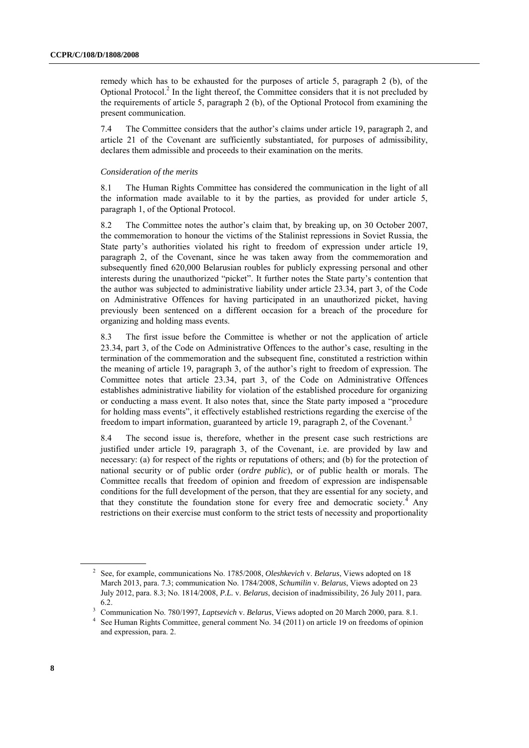remedy which has to be exhausted for the purposes of article 5, paragraph 2 (b), of the Optional Protocol.[2] In the light thereof, the Committee considers that it is not precluded by the requirements of article 5, paragraph 2 (b), of the Optional Protocol from examining the present communication.

7.4 The Committee considers that the author's claims under article 19, paragraph 2, and article 21 of the Covenant are sufficiently substantiated, for purposes of admissibility, declares them admissible and proceeds to their examination on the merits.

*Consideration of the merits*

8.1 The Human Rights Committee has considered the communication in the light of all the information made available to it by the parties, as provided for under article 5, paragraph 1, of the Optional Protocol.

8.2 The Committee notes the author's claim that, by breaking up, on 30 October 2007, the commemoration to honour the victims of the Stalinist repressions in Soviet Russia, the State party's authorities violated his right to freedom of expression under article 19, paragraph 2, of the Covenant, since he was taken away from the commemoration and subsequently fined 620,000 Belarusian roubles for publicly expressing personal and other interests during the unauthorized "picket". It further notes the State party's contention that the author was subjected to administrative liability under article 23.34, part 3, of the Code on Administrative Offences for having participated in an unauthorized picket, having previously been sentenced on a different occasion for a breach of the procedure for organizing and holding mass events.

8.3 The first issue before the Committee is whether or not the application of article 23.34, part 3, of the Code on Administrative Offences to the author's case, resulting in the termination of the commemoration and the subsequent fine, constituted a restriction within the meaning of article 19, paragraph 3, of the author's right to freedom of expression. The Committee notes that article 23.34, part 3, of the Code on Administrative Offences establishes administrative liability for violation of the established procedure for organizing or conducting a mass event. It also notes that, since the State party imposed a "procedure for holding mass events", it effectively established restrictions regarding the exercise of the freedom to impart information, guaranteed by article 19, paragraph 2, of the Covenant.[3]

8.4 The second issue is, therefore, whether in the present case such restrictions are justified under article 19, paragraph 3, of the Covenant, i.e. are provided by law and necessary: (a) for respect of the rights or reputations of others; and (b) for the protection of national security or of public order (*ordre public*), or of public health or morals. The Committee recalls that freedom of opinion and freedom of expression are indispensable conditions for the full development of the person, that they are essential for any society, and that they constitute the foundation stone for every free and democratic society.[4] Any restrictions on their exercise must conform to the strict tests of necessity and proportionality

---

[2] See, for example, communications No. 1785/2008, *Oleshkevich* v. *Belarus*, Views adopted on 18 March 2013, para. 7.3; communication No. 1784/2008, *Schumilin* v. *Belarus*, Views adopted on 23 July 2012, para. 8.3; No. 1814/2008, *P.L.* v. *Belarus*, decision of inadmissibility, 26 July 2011, para. 6.2.

[3] Communication No. 780/1997, *Laptsevich* v. *Belarus*, Views adopted on 20 March 2000, para. 8.1.

[4] See Human Rights Committee, general comment No. 34 (2011) on article 19 on freedoms of opinion and expression, para. 2.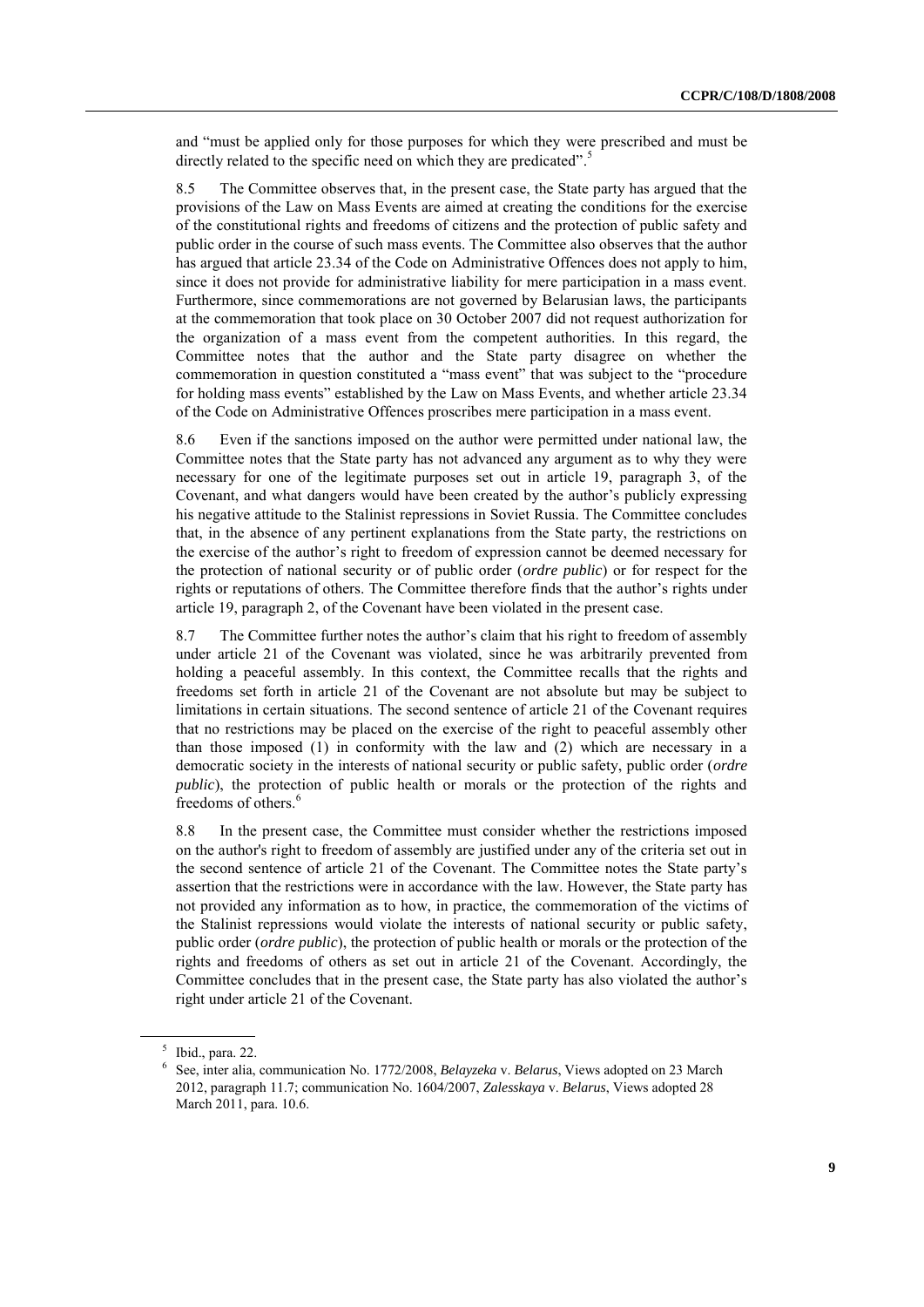and "must be applied only for those purposes for which they were prescribed and must be directly related to the specific need on which they are predicated".[5]

8.5 The Committee observes that, in the present case, the State party has argued that the provisions of the Law on Mass Events are aimed at creating the conditions for the exercise of the constitutional rights and freedoms of citizens and the protection of public safety and public order in the course of such mass events. The Committee also observes that the author has argued that article 23.34 of the Code on Administrative Offences does not apply to him, since it does not provide for administrative liability for mere participation in a mass event. Furthermore, since commemorations are not governed by Belarusian laws, the participants at the commemoration that took place on 30 October 2007 did not request authorization for the organization of a mass event from the competent authorities. In this regard, the Committee notes that the author and the State party disagree on whether the commemoration in question constituted a "mass event" that was subject to the "procedure for holding mass events" established by the Law on Mass Events, and whether article 23.34 of the Code on Administrative Offences proscribes mere participation in a mass event.

8.6 Even if the sanctions imposed on the author were permitted under national law, the Committee notes that the State party has not advanced any argument as to why they were necessary for one of the legitimate purposes set out in article 19, paragraph 3, of the Covenant, and what dangers would have been created by the author's publicly expressing his negative attitude to the Stalinist repressions in Soviet Russia. The Committee concludes that, in the absence of any pertinent explanations from the State party, the restrictions on the exercise of the author's right to freedom of expression cannot be deemed necessary for the protection of national security or of public order (*ordre public*) or for respect for the rights or reputations of others. The Committee therefore finds that the author's rights under article 19, paragraph 2, of the Covenant have been violated in the present case.

8.7 The Committee further notes the author's claim that his right to freedom of assembly under article 21 of the Covenant was violated, since he was arbitrarily prevented from holding a peaceful assembly. In this context, the Committee recalls that the rights and freedoms set forth in article 21 of the Covenant are not absolute but may be subject to limitations in certain situations. The second sentence of article 21 of the Covenant requires that no restrictions may be placed on the exercise of the right to peaceful assembly other than those imposed (1) in conformity with the law and (2) which are necessary in a democratic society in the interests of national security or public safety, public order (*ordre public*), the protection of public health or morals or the protection of the rights and freedoms of others.[6]

8.8 In the present case, the Committee must consider whether the restrictions imposed on the author's right to freedom of assembly are justified under any of the criteria set out in the second sentence of article 21 of the Covenant. The Committee notes the State party's assertion that the restrictions were in accordance with the law. However, the State party has not provided any information as to how, in practice, the commemoration of the victims of the Stalinist repressions would violate the interests of national security or public safety, public order (*ordre public*), the protection of public health or morals or the protection of the rights and freedoms of others as set out in article 21 of the Covenant. Accordingly, the Committee concludes that in the present case, the State party has also violated the author's right under article 21 of the Covenant.

---

[5] Ibid., para. 22.

[6] See, inter alia, communication No. 1772/2008, *Belyazeka* v. *Belarus*, Views adopted on 23 March 2012, paragraph 11.7; communication No. 1604/2007, *Zalesskaya* v. *Belarus*, Views adopted 28 March 2011, para. 10.6.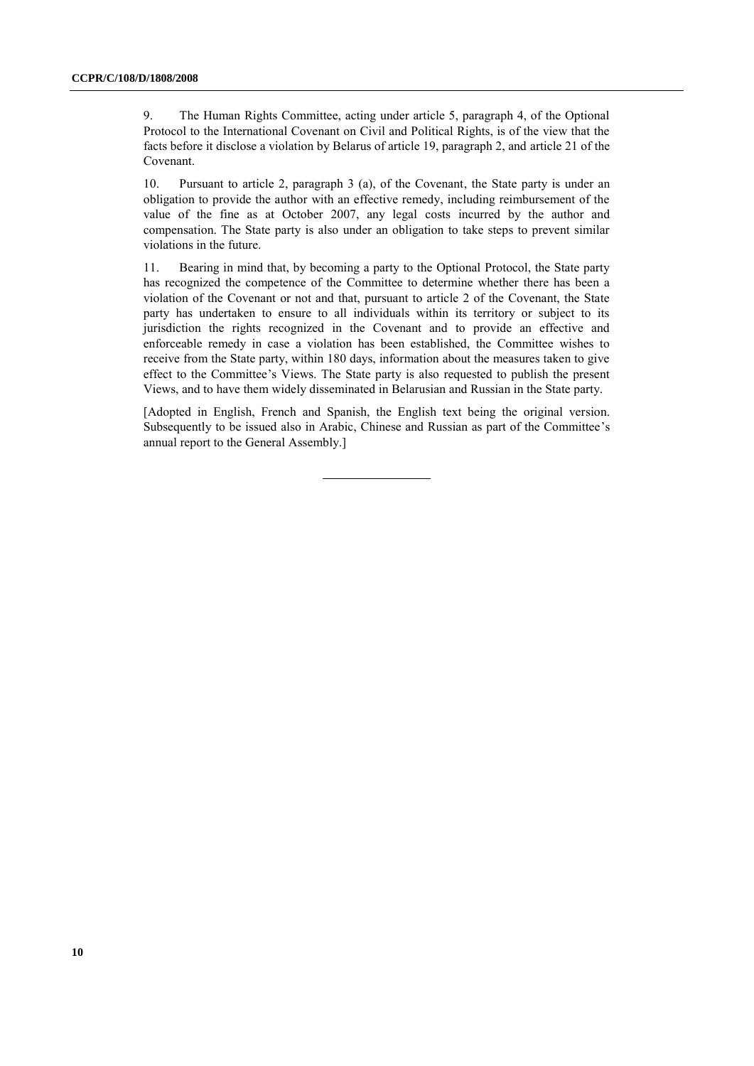9. The Human Rights Committee, acting under article 5, paragraph 4, of the Optional Protocol to the International Covenant on Civil and Political Rights, is of the view that the facts before it disclose a violation by Belarus of article 19, paragraph 2, and article 21 of the Covenant.

10. Pursuant to article 2, paragraph 3 (a), of the Covenant, the State party is under an obligation to provide the author with an effective remedy, including reimbursement of the value of the fine as at October 2007, any legal costs incurred by the author and compensation. The State party is also under an obligation to take steps to prevent similar violations in the future.

11. Bearing in mind that, by becoming a party to the Optional Protocol, the State party has recognized the competence of the Committee to determine whether there has been a violation of the Covenant or not and that, pursuant to article 2 of the Covenant, the State party has undertaken to ensure to all individuals within its territory or subject to its jurisdiction the rights recognized in the Covenant and to provide an effective and enforceable remedy in case a violation has been established, the Committee wishes to receive from the State party, within 180 days, information about the measures taken to give effect to the Committee's Views. The State party is also requested to publish the present Views, and to have them widely disseminated in Belarusian and Russian in the State party.

[Adopted in English, French and Spanish, the English text being the original version. Subsequently to be issued also in Arabic, Chinese and Russian as part of the Committee's annual report to the General Assembly.]